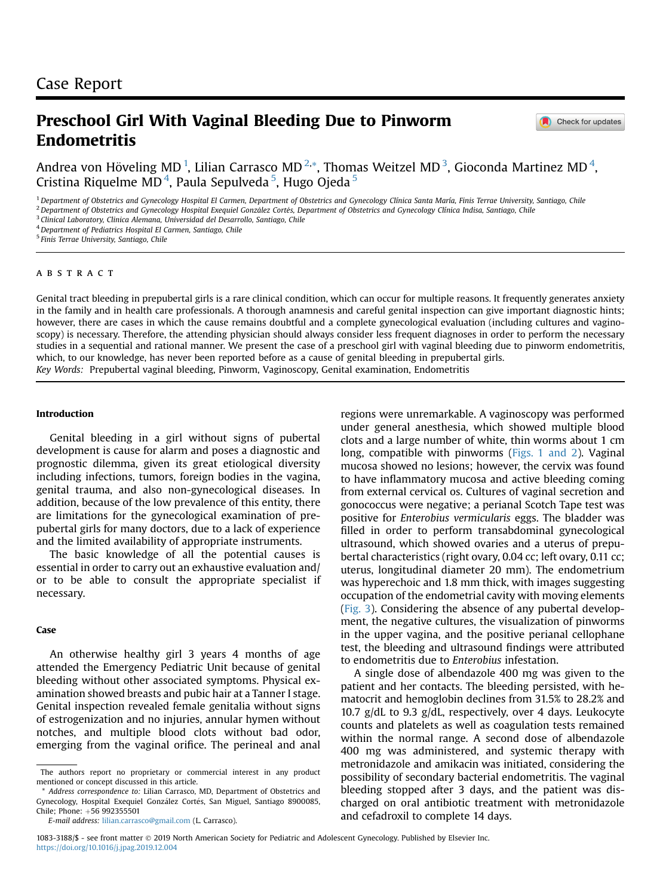Case Report

# Preschool Girl With Vaginal Bleeding Due to Pinworm Endometritis

Andrea von Höveling MD [1], Lilian Carrasco MD [2,*], Thomas Weitzel MD [3], Gioconda Martinez MD [4], Cristina Riquelme MD [4], Paula Sepulveda [5], Hugo Ojeda [5]

[1] Department of Obstetrics and Gynecology Hospital El Carmen, Department of Obstetrics and Gynecology Clínica Santa María, Finis Terrae University, Santiago, Chile
[2] Department of Obstetrics and Gynecology Hospital Exequiel González Cortés, Department of Obstetrics and Gynecology Clínica Indisa, Santiago, Chile
[3] Clinical Laboratory, Clinica Alemana, Universidad del Desarrollo, Santiago, Chile
[4] Department of Pediatrics Hospital El Carmen, Santiago, Chile
[5] Finis Terrae University, Santiago, Chile

## ABSTRACT

Genital tract bleeding in prepubertal girls is a rare clinical condition, which can occur for multiple reasons. It frequently generates anxiety in the family and in health care professionals. A thorough anamnesis and careful genital inspection can give important diagnostic hints; however, there are cases in which the cause remains doubtful and a complete gynecological evaluation (including cultures and vaginoscopy) is necessary. Therefore, the attending physician should always consider less frequent diagnoses in order to perform the necessary studies in a sequential and rational manner. We present the case of a preschool girl with vaginal bleeding due to pinworm endometritis, which, to our knowledge, has never been reported before as a cause of genital bleeding in prepubertal girls.

*Key Words:* Prepubertal vaginal bleeding, Pinworm, Vaginoscopy, Genital examination, Endometritis

## Introduction

Genital bleeding in a girl without signs of pubertal development is cause for alarm and poses a diagnostic and prognostic dilemma, given its great etiological diversity including infections, tumors, foreign bodies in the vagina, genital trauma, and also non-gynecological diseases. In addition, because of the low prevalence of this entity, there are limitations for the gynecological examination of prepubertal girls for many doctors, due to a lack of experience and the limited availability of appropriate instruments.

The basic knowledge of all the potential causes is essential in order to carry out an exhaustive evaluation and/or to be able to consult the appropriate specialist if necessary.

## Case

An otherwise healthy girl 3 years 4 months of age attended the Emergency Pediatric Unit because of genital bleeding without other associated symptoms. Physical examination showed breasts and pubic hair at a Tanner I stage. Genital inspection revealed female genitalia without signs of estrogenization and no injuries, annular hymen without notches, and multiple blood clots without bad odor, emerging from the vaginal orifice. The perineal and anal regions were unremarkable. A vaginoscopy was performed under general anesthesia, which showed multiple blood clots and a large number of white, thin worms about 1 cm long, compatible with pinworms (Figs. 1 and 2). Vaginal mucosa showed no lesions; however, the cervix was found to have inflammatory mucosa and active bleeding coming from external cervical os. Cultures of vaginal secretion and gonococcus were negative; a perianal Scotch Tape test was positive for *Enterobius vermicularis* eggs. The bladder was filled in order to perform transabdominal gynecological ultrasound, which showed ovaries and a uterus of prepubertal characteristics (right ovary, 0.04 cc; left ovary, 0.11 cc; uterus, longitudinal diameter 20 mm). The endometrium was hyperechoic and 1.8 mm thick, with images suggesting occupation of the endometrial cavity with moving elements (Fig. 3). Considering the absence of any pubertal development, the negative cultures, the visualization of pinworms in the upper vagina, and the positive perianal cellophane test, the bleeding and ultrasound findings were attributed to endometritis due to *Enterobius* infestation.

A single dose of albendazole 400 mg was given to the patient and her contacts. The bleeding persisted, with hematocrit and hemoglobin declines from 31.5% to 28.2% and 10.7 g/dL to 9.3 g/dL, respectively, over 4 days. Leukocyte counts and platelets as well as coagulation tests remained within the normal range. A second dose of albendazole 400 mg was administered, and systemic therapy with metronidazole and amikacin was initiated, considering the possibility of secondary bacterial endometritis. The vaginal bleeding stopped after 3 days, and the patient was discharged on oral antibiotic treatment with metronidazole and cefadroxil to complete 14 days.

---

The authors report no proprietary or commercial interest in any product mentioned or concept discussed in this article.

* Address correspondence to: Lilian Carrasco, MD, Department of Obstetrics and Gynecology, Hospital Exequiel González Cortés, San Miguel, Santiago 8900085, Chile; Phone: +56 992355501

E-mail address: lilian.carrasco@gmail.com (L. Carrasco).

1083-3188/$ - see front matter © 2019 North American Society for Pediatric and Adolescent Gynecology. Published by Elsevier Inc.
https://doi.org/10.1016/j.jpag.2019.12.004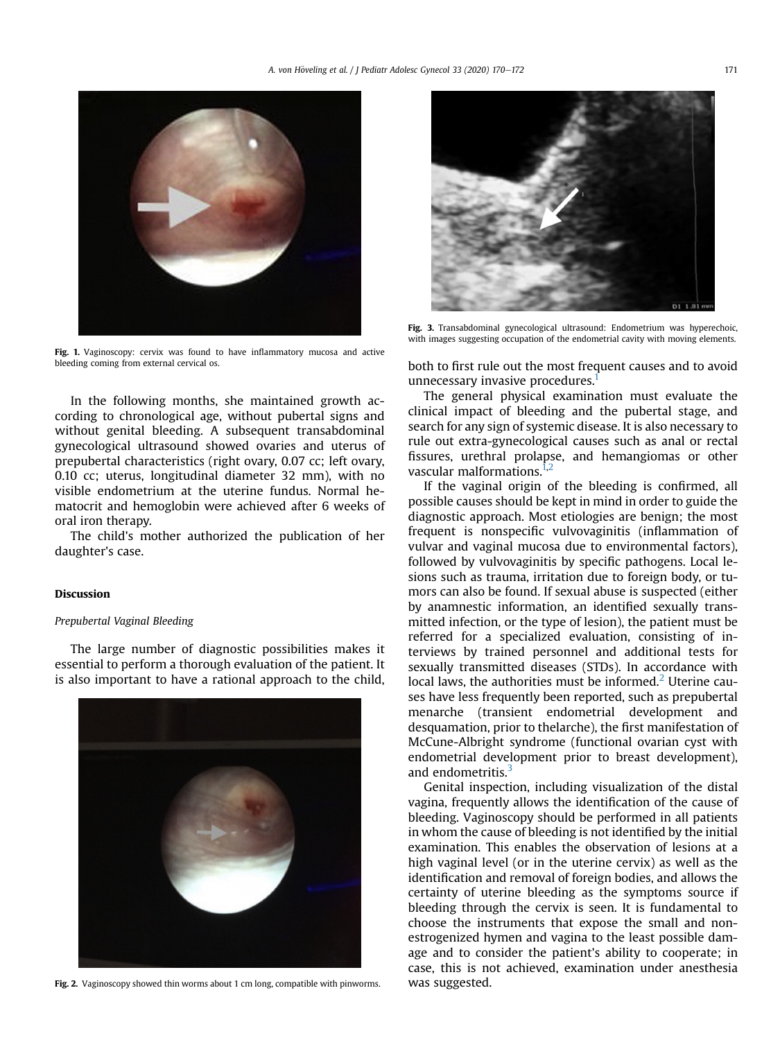Fig. 1. Vaginoscopy: cervix was found to have inflammatory mucosa and active bleeding coming from external cervical os.

In the following months, she maintained growth according to chronological age, without pubertal signs and without genital bleeding. A subsequent transabdominal gynecological ultrasound showed ovaries and uterus of prepubertal characteristics (right ovary, 0.07 cc; left ovary, 0.10 cc; uterus, longitudinal diameter 32 mm), with no visible endometrium at the uterine fundus. Normal hematocrit and hemoglobin were achieved after 6 weeks of oral iron therapy.

The child's mother authorized the publication of her daughter's case.

## Discussion

### *Prepubertal Vaginal Bleeding*

The large number of diagnostic possibilities makes it essential to perform a thorough evaluation of the patient. It is also important to have a rational approach to the child, both to first rule out the most frequent causes and to avoid unnecessary invasive procedures.[1]

Fig. 2. Vaginoscopy showed thin worms about 1 cm long, compatible with pinworms.

Fig. 3. Transabdominal gynecological ultrasound: Endometrium was hyperechoic, with images suggesting occupation of the endometrial cavity with moving elements.

The general physical examination must evaluate the clinical impact of bleeding and the pubertal stage, and search for any sign of systemic disease. It is also necessary to rule out extra-gynecological causes such as anal or rectal fissures, urethral prolapse, and hemangiomas or other vascular malformations.[1,2]

If the vaginal origin of the bleeding is confirmed, all possible causes should be kept in mind in order to guide the diagnostic approach. Most etiologies are benign; the most frequent is nonspecific vulvovaginitis (inflammation of vulvar and vaginal mucosa due to environmental factors), followed by vulvovaginitis by specific pathogens. Local lesions such as trauma, irritation due to foreign body, or tumors can also be found. If sexual abuse is suspected (either by anamnestic information, an identified sexually transmitted infection, or the type of lesion), the patient must be referred for a specialized evaluation, consisting of interviews by trained personnel and additional tests for sexually transmitted diseases (STDs). In accordance with local laws, the authorities must be informed.[2] Uterine causes have less frequently been reported, such as prepubertal menarche (transient endometrial development and desquamation, prior to thelarche), the first manifestation of McCune-Albright syndrome (functional ovarian cyst with endometrial development prior to breast development), and endometritis.[3]

Genital inspection, including visualization of the distal vagina, frequently allows the identification of the cause of bleeding. Vaginoscopy should be performed in all patients in whom the cause of bleeding is not identified by the initial examination. This enables the observation of lesions at a high vaginal level (or in the uterine cervix) as well as the identification and removal of foreign bodies, and allows the certainty of uterine bleeding as the symptoms source if bleeding through the cervix is seen. It is fundamental to choose the instruments that expose the small and non-estrogenized hymen and vagina to the least possible damage and to consider the patient's ability to cooperate; in case, this is not achieved, examination under anesthesia was suggested.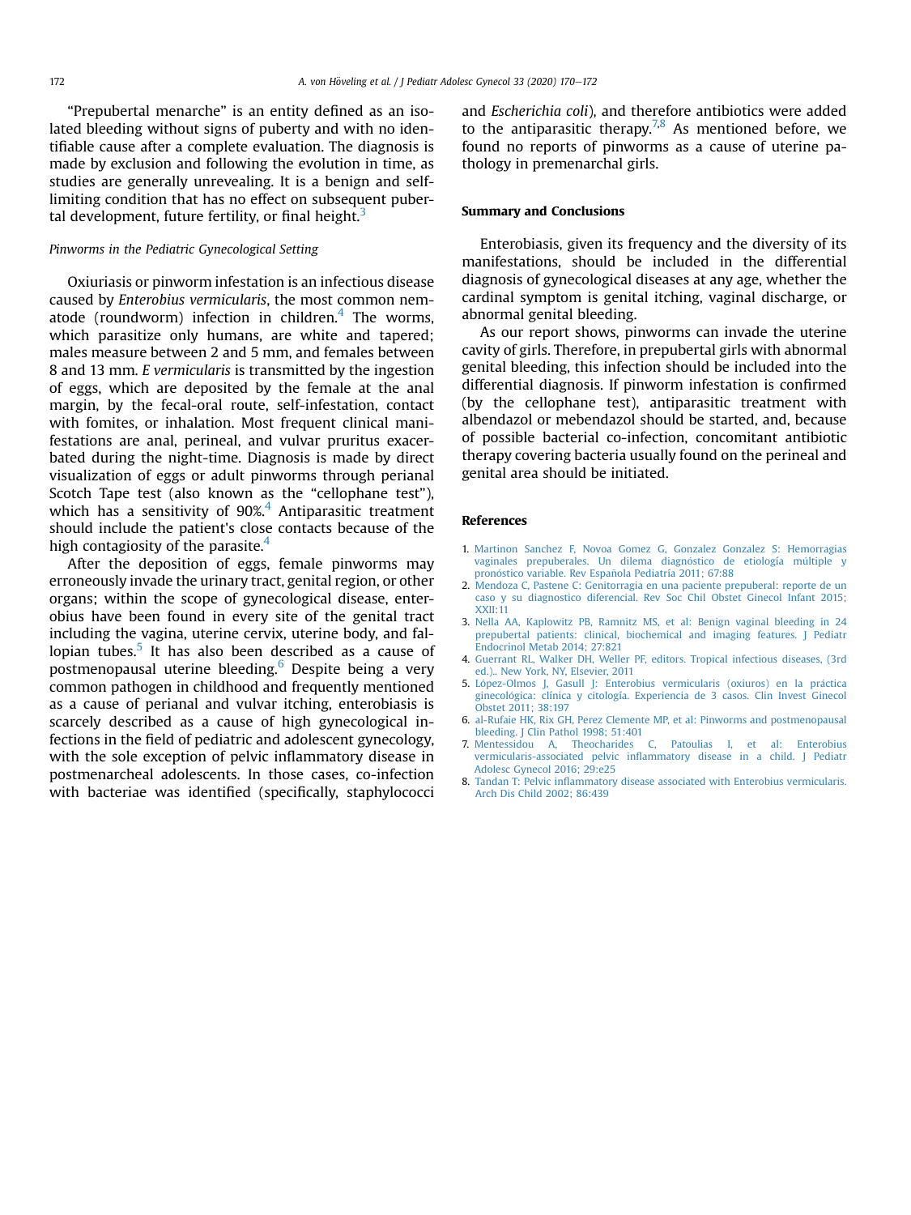"Prepubertal menarche" is an entity defined as an isolated bleeding without signs of puberty and with no identifiable cause after a complete evaluation. The diagnosis is made by exclusion and following the evolution in time, as studies are generally unrevealing. It is a benign and self-limiting condition that has no effect on subsequent pubertal development, future fertility, or final height.[3]

*Pinworms in the Pediatric Gynecological Setting*

Oxiuriasis or pinworm infestation is an infectious disease caused by *Enterobius vermicularis*, the most common nematode (roundworm) infection in children.[4] The worms, which parasitize only humans, are white and tapered; males measure between 2 and 5 mm, and females between 8 and 13 mm. *E vermicularis* is transmitted by the ingestion of eggs, which are deposited by the female at the anal margin, by the fecal-oral route, self-infestation, contact with fomites, or inhalation. Most frequent clinical manifestations are anal, perineal, and vulvar pruritus exacerbated during the night-time. Diagnosis is made by direct visualization of eggs or adult pinworms through perianal Scotch Tape test (also known as the "cellophane test"), which has a sensitivity of 90%.[4] Antiparasitic treatment should include the patient's close contacts because of the high contagiosity of the parasite.[4]

After the deposition of eggs, female pinworms may erroneously invade the urinary tract, genital region, or other organs; within the scope of gynecological disease, enterobius have been found in every site of the genital tract including the vagina, uterine cervix, uterine body, and fallopian tubes.[5] It has also been described as a cause of postmenopausal uterine bleeding.[6] Despite being a very common pathogen in childhood and frequently mentioned as a cause of perianal and vulvar itching, enterobiasis is scarcely described as a cause of high gynecological infections in the field of pediatric and adolescent gynecology, with the sole exception of pelvic inflammatory disease in postmenarcheal adolescents. In those cases, co-infection with bacteriae was identified (specifically, staphylococci and *Escherichia coli*), and therefore antibiotics were added to the antiparasitic therapy.[7,8] As mentioned before, we found no reports of pinworms as a cause of uterine pathology in premenarchal girls.

## Summary and Conclusions

Enterobiasis, given its frequency and the diversity of its manifestations, should be included in the differential diagnosis of gynecological diseases at any age, whether the cardinal symptom is genital itching, vaginal discharge, or abnormal genital bleeding.

As our report shows, pinworms can invade the uterine cavity of girls. Therefore, in prepubertal girls with abnormal genital bleeding, this infection should be included into the differential diagnosis. If pinworm infestation is confirmed (by the cellophane test), antiparasitic treatment with albendazol or mebendazol should be started, and, because of possible bacterial co-infection, concomitant antibiotic therapy covering bacteria usually found on the perineal and genital area should be initiated.

## References

1. Martinon Sanchez F, Novoa Gomez G, Gonzalez Gonzalez S: Hemorragias vaginales prepuberales. Un dilema diagnóstico de etiología múltiple y pronóstico variable. Rev Española Pediatría 2011; 67:88
2. Mendoza C, Pastene C: Genitorragia en una paciente prepuberal: reporte de un caso y su diagnostico diferencial. Rev Soc Chil Obstet Ginecol Infant 2015; XXII:11
3. Nella AA, Kaplowitz PB, Ramnitz MS, et al: Benign vaginal bleeding in 24 prepubertal patients: clinical, biochemical and imaging features. J Pediatr Endocrinol Metab 2014; 27:821
4. Guerrant RL, Walker DH, Weller PF, editors. Tropical infectious diseases, (3rd ed.).. New York, NY, Elsevier, 2011
5. López-Olmos J, Gasull J: Enterobius vermicularis (oxiuros) en la práctica ginecológica: clínica y citología. Experiencia de 3 casos. Clin Invest Ginecol Obstet 2011; 38:197
6. al-Rufaie HK, Rix GH, Perez Clemente MP, et al: Pinworms and postmenopausal bleeding. J Clin Pathol 1998; 51:401
7. Mentessidou A, Theocharides C, Patoulias I, et al: Enterobius vermicularis-associated pelvic inflammatory disease in a child. J Pediatr Adolesc Gynecol 2016; 29:e25
8. Tandan T: Pelvic inflammatory disease associated with Enterobius vermicularis. Arch Dis Child 2002; 86:439